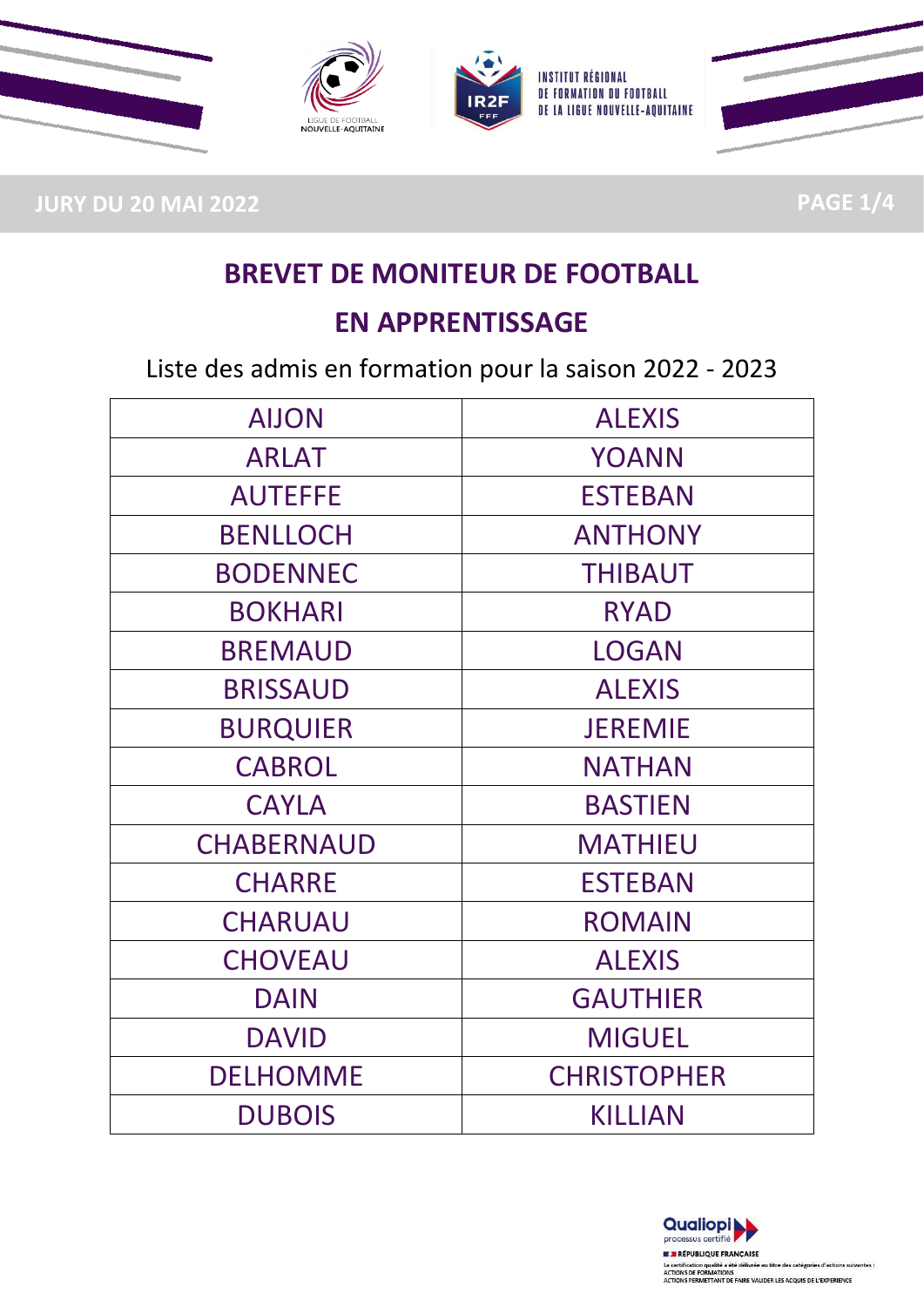JURY DU 20 MAI 2022

# BREVET DE MONITEUR DE FOOTBALL

# EN APPRENTISSAGE

Liste des admis en formation pour la saison 2022 - 2023

| | |
|---|---|
| AIJON | ALEXIS |
| ARLAT | YOANN |
| AUTEFFE | ESTEBAN |
| BENLLOCH | ANTHONY |
| BODENNEC | THIBAUT |
| BOKHARI | RYAD |
| BREMAUD | LOGAN |
| BRISSAUD | ALEXIS |
| BURQUIER | JEREMIE |
| CABROL | NATHAN |
| CAYLA | BASTIEN |
| CHABERNAUD | MATHIEU |
| CHARRE | ESTEBAN |
| CHARUAU | ROMAIN |
| CHOVEAU | ALEXIS |
| DAIN | GAUTHIER |
| DAVID | MIGUEL |
| DELHOMME | CHRISTOPHER |
| DUBOIS | KILLIAN |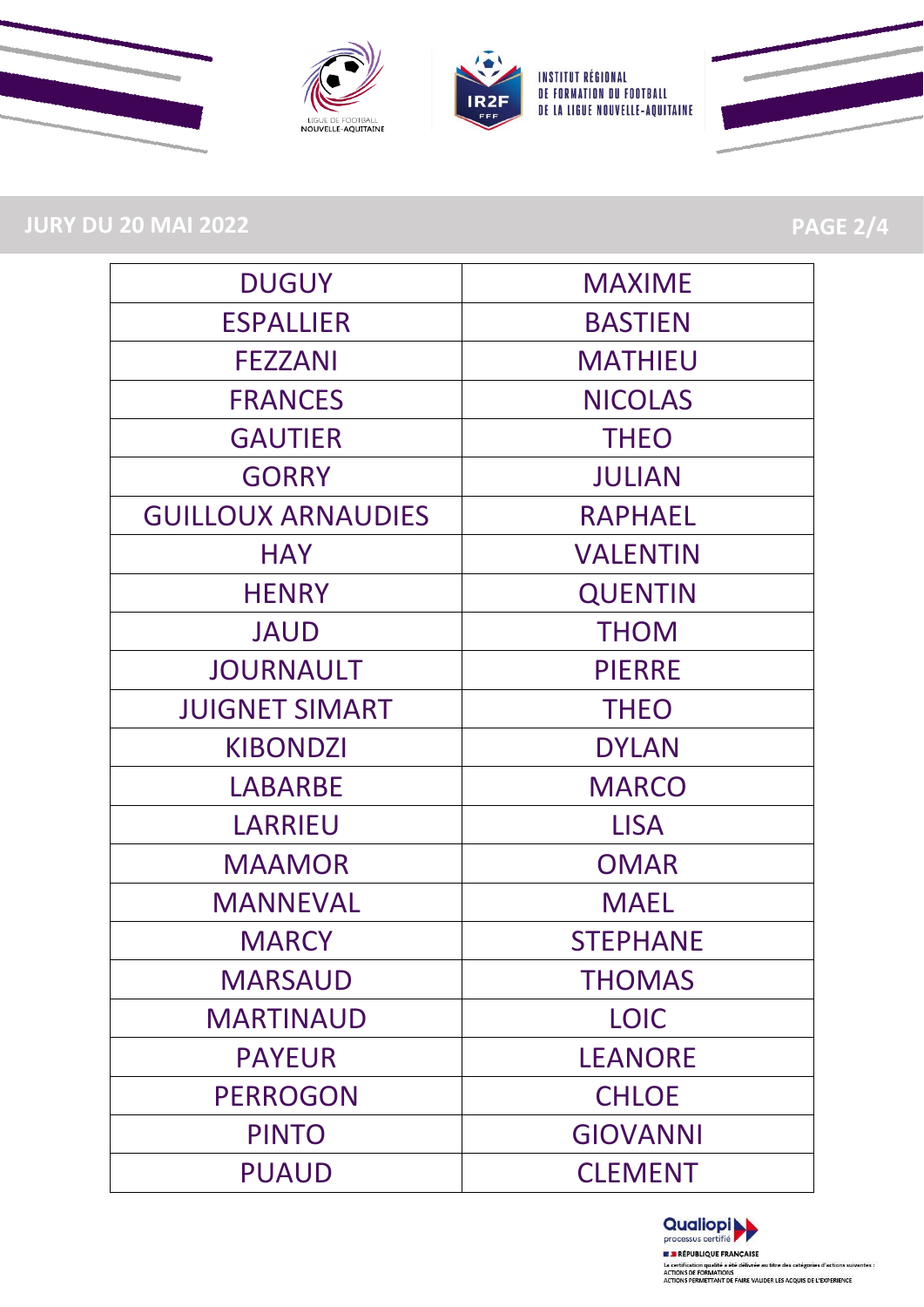## JURY DU 20 MAI 2022

| | |
|---|---|
| DUGUY | MAXIME |
| ESPALLIER | BASTIEN |
| FEZZANI | MATHIEU |
| FRANCES | NICOLAS |
| GAUTIER | THEO |
| GORRY | JULIAN |
| GUILLOUX ARNAUDIES | RAPHAEL |
| HAY | VALENTIN |
| HENRY | QUENTIN |
| JAUD | THOM |
| JOURNAULT | PIERRE |
| JUIGNET SIMART | THEO |
| KIBONDZI | DYLAN |
| LABARBE | MARCO |
| LARRIEU | LISA |
| MAAMOR | OMAR |
| MANNEVAL | MAEL |
| MARCY | STEPHANE |
| MARSAUD | THOMAS |
| MARTINAUD | LOIC |
| PAYEUR | LEANORE |
| PERROGON | CHLOE |
| PINTO | GIOVANNI |
| PUAUD | CLEMENT |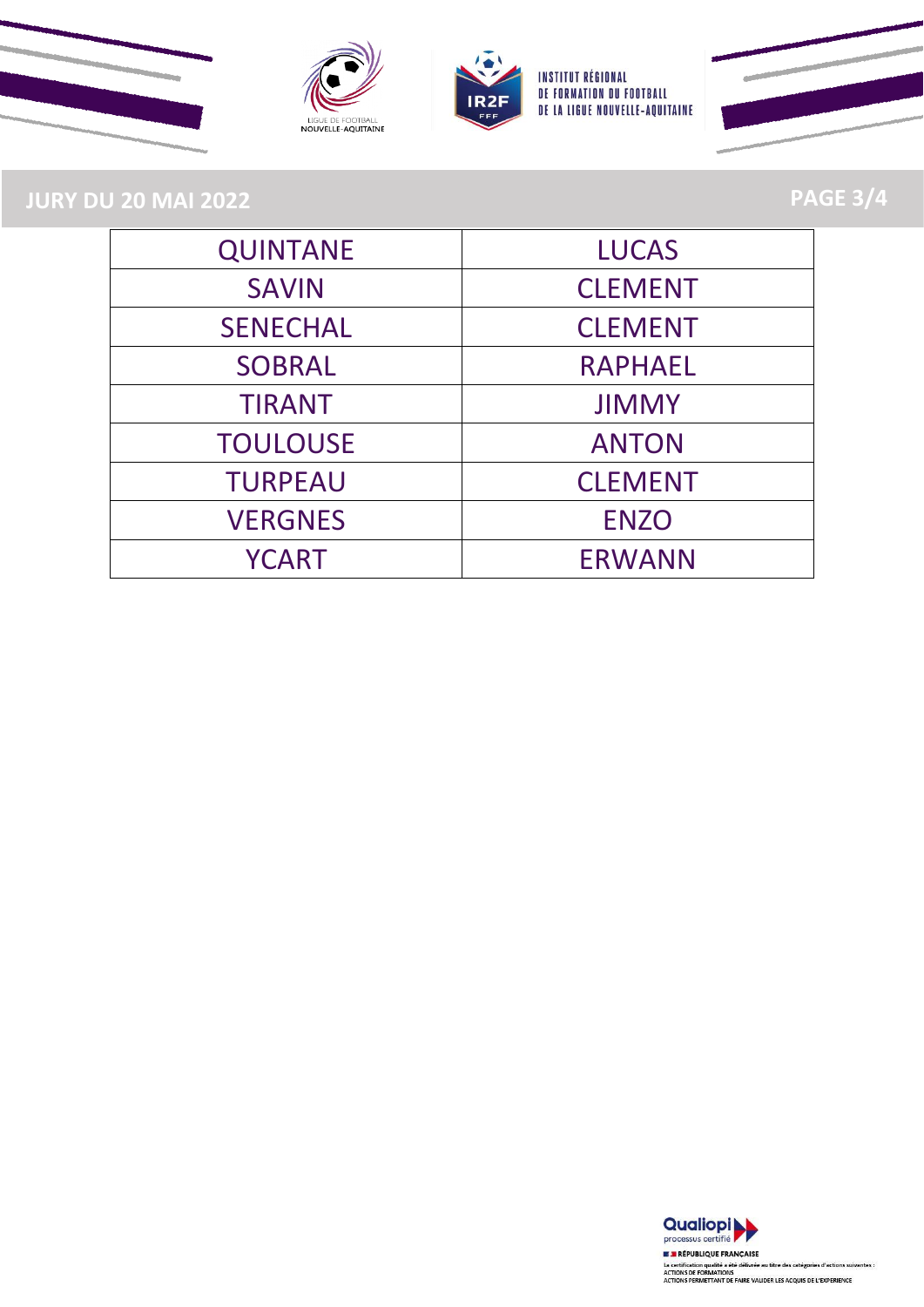| QUINTANE | LUCAS |
| --- | --- |
| SAVIN | CLEMENT |
| SENECHAL | CLEMENT |
| SOBRAL | RAPHAEL |
| TIRANT | JIMMY |
| TOULOUSE | ANTON |
| TURPEAU | CLEMENT |
| VERGNES | ENZO |
| YCART | ERWANN |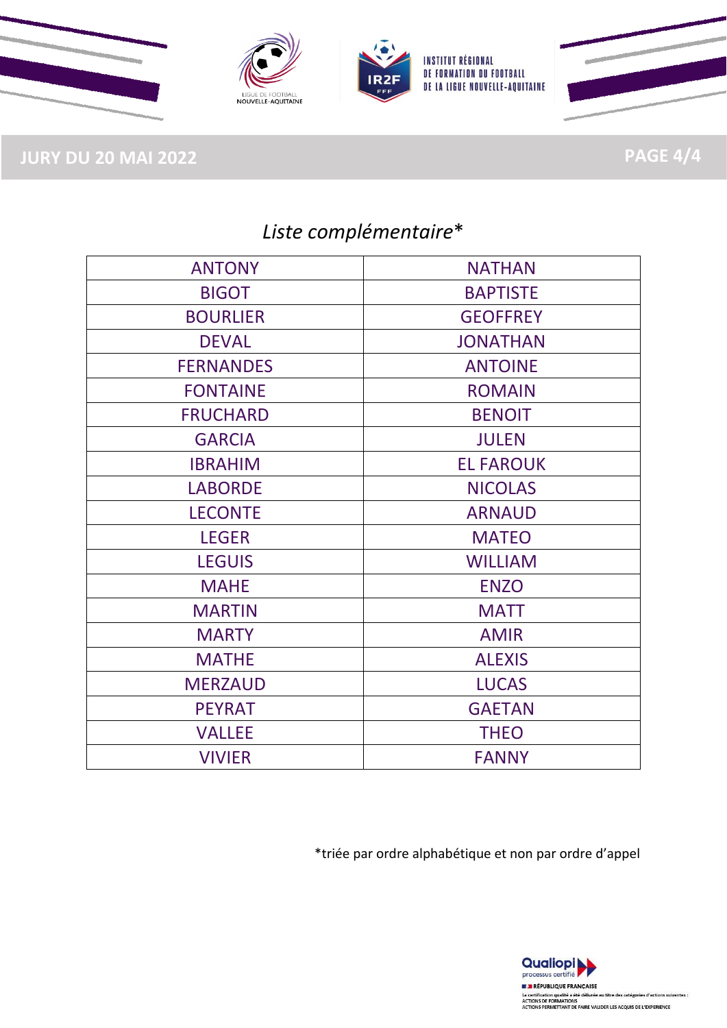INSTITUT RÉGIONAL DE FORMATION DU FOOTBALL DE LA LIGUE NOUVELLE-AQUITAINE

## JURY DU 20 MAI 2022

*Liste complémentaire**

| | |
|---|---|
| ANTONY | NATHAN |
| BIGOT | BAPTISTE |
| BOURLIER | GEOFFREY |
| DEVAL | JONATHAN |
| FERNANDES | ANTOINE |
| FONTAINE | ROMAIN |
| FRUCHARD | BENOIT |
| GARCIA | JULEN |
| IBRAHIM | EL FAROUK |
| LABORDE | NICOLAS |
| LECONTE | ARNAUD |
| LEGER | MATEO |
| LEGUIS | WILLIAM |
| MAHE | ENZO |
| MARTIN | MATT |
| MARTY | AMIR |
| MATHE | ALEXIS |
| MERZAUD | LUCAS |
| PEYRAT | GAETAN |
| VALLEE | THEO |
| VIVIER | FANNY |

*triée par ordre alphabétique et non par ordre d'appel

Qualiopi processus certifié
RÉPUBLIQUE FRANÇAISE
La certification qualité a été délivrée au titre des catégories d'actions suivantes :
ACTIONS DE FORMATIONS
ACTIONS PERMETTANT DE FAIRE VALIDER LES ACQUIS DE L'EXPERIENCE